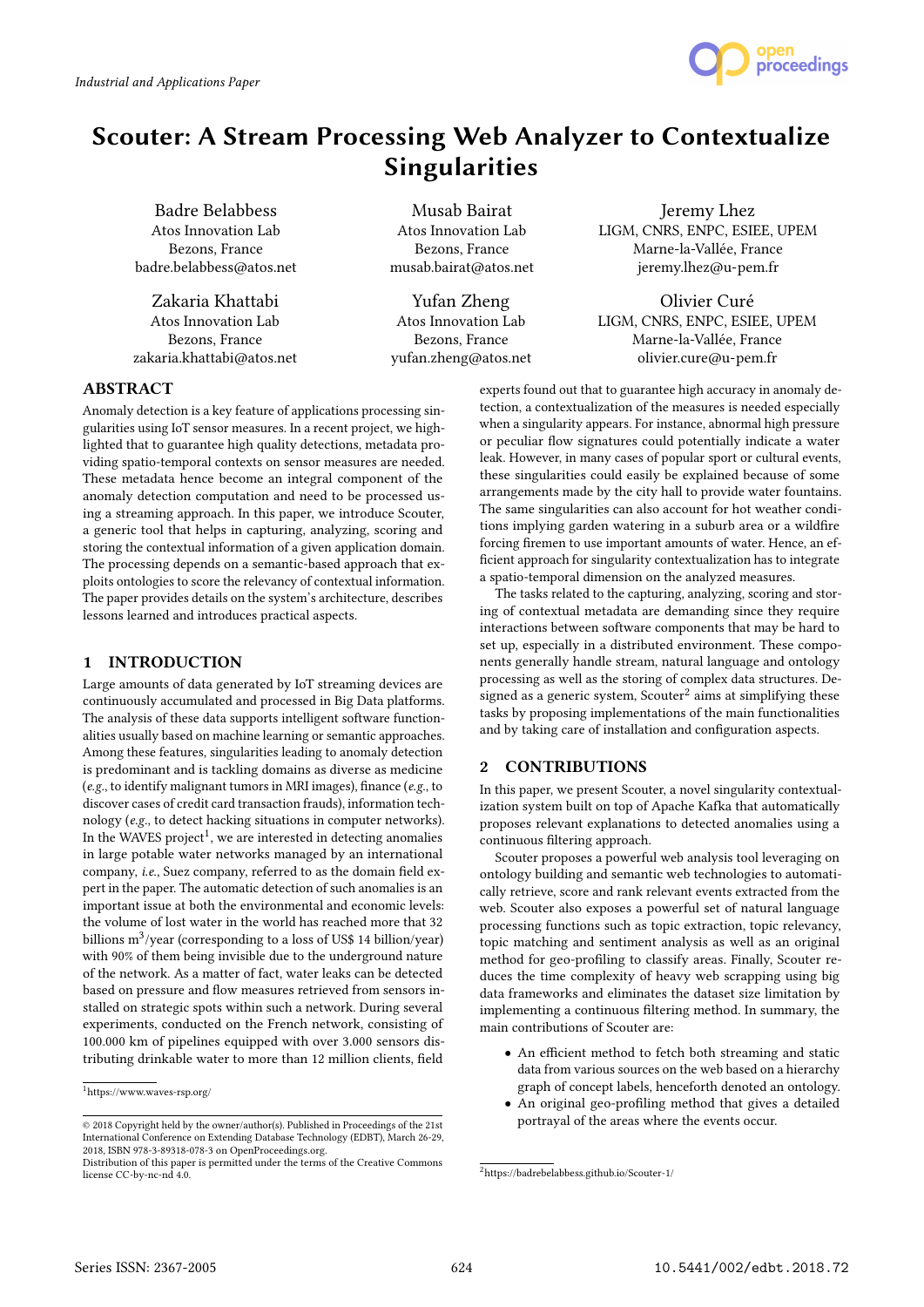Industrial and Applications Paper

# Scouter: A Stream Processing Web Analyzer to Contextualize Singularities

Badre Belabbess
Atos Innovation Lab
Bezons, France
badre.belabbess@atos.net

Musab Bairat
Atos Innovation Lab
Bezons, France
musab.bairat@atos.net

Jeremy Lhez
LIGM, CNRS, ENPC, ESIEE, UPEM
Marne-la-Vallée, France
jeremy.lhez@u-pem.fr

Zakaria Khattabi
Atos Innovation Lab
Bezons, France
zakaria.khattabi@atos.net

Yufan Zheng
Atos Innovation Lab
Bezons, France
yufan.zheng@atos.net

Olivier Curé
LIGM, CNRS, ENPC, ESIEE, UPEM
Marne-la-Vallée, France
olivier.cure@u-pem.fr

## ABSTRACT

Anomaly detection is a key feature of applications processing singularities using IoT sensor measures. In a recent project, we highlighted that to guarantee high quality detections, metadata providing spatio-temporal contexts on sensor measures are needed. These metadata hence become an integral component of the anomaly detection computation and need to be processed using a streaming approach. In this paper, we introduce Scouter, a generic tool that helps in capturing, analyzing, scoring and storing the contextual information of a given application domain. The processing depends on a semantic-based approach that exploits ontologies to score the relevancy of contextual information. The paper provides details on the system's architecture, describes lessons learned and introduces practical aspects.

## 1 INTRODUCTION

Large amounts of data generated by IoT streaming devices are continuously accumulated and processed in Big Data platforms. The analysis of these data supports intelligent software functionalities usually based on machine learning or semantic approaches. Among these features, singularities leading to anomaly detection is predominant and is tackling domains as diverse as medicine (*e.g.*, to identify malignant tumors in MRI images), finance (*e.g.*, to discover cases of credit card transaction frauds), information technology (*e.g.*, to detect hacking situations in computer networks). In the WAVES project[1], we are interested in detecting anomalies in large potable water networks managed by an international company, *i.e.*, Suez company, referred to as the domain field expert in the paper. The automatic detection of such anomalies is an important issue at both the environmental and economic levels: the volume of lost water in the world has reached more that 32 billions $m^3$/year (corresponding to a loss of US$ 14 billion/year) with 90% of them being invisible due to the underground nature of the network. As a matter of fact, water leaks can be detected based on pressure and flow measures retrieved from sensors installed on strategic spots within such a network. During several experiments, conducted on the French network, consisting of 100.000 km of pipelines equipped with over 3.000 sensors distributing drinkable water to more than 12 million clients, field experts found out that to guarantee high accuracy in anomaly detection, a contextualization of the measures is needed especially when a singularity appears. For instance, abnormal high pressure or peculiar flow signatures could potentially indicate a water leak. However, in many cases of popular sport or cultural events, these singularities could easily be explained because of some arrangements made by the city hall to provide water fountains. The same singularities can also account for hot weather conditions implying garden watering in a suburb area or a wildfire forcing firemen to use important amounts of water. Hence, an efficient approach for singularity contextualization has to integrate a spatio-temporal dimension on the analyzed measures.

The tasks related to the capturing, analyzing, scoring and storing of contextual metadata are demanding since they require interactions between software components that may be hard to set up, especially in a distributed environment. These components generally handle stream, natural language and ontology processing as well as the storing of complex data structures. Designed as a generic system, Scouter[2] aims at simplifying these tasks by proposing implementations of the main functionalities and by taking care of installation and configuration aspects.

## 2 CONTRIBUTIONS

In this paper, we present Scouter, a novel singularity contextualization system built on top of Apache Kafka that automatically proposes relevant explanations to detected anomalies using a continuous filtering approach.

Scouter proposes a powerful web analysis tool leveraging on ontology building and semantic web technologies to automatically retrieve, score and rank relevant events extracted from the web. Scouter also exposes a powerful set of natural language processing functions such as topic extraction, topic relevancy, topic matching and sentiment analysis as well as an original method for geo-profiling to classify areas. Finally, Scouter reduces the time complexity of heavy web scrapping using big data frameworks and eliminates the dataset size limitation by implementing a continuous filtering method. In summary, the main contributions of Scouter are:

- An efficient method to fetch both streaming and static data from various sources on the web based on a hierarchy graph of concept labels, henceforth denoted an ontology.
- An original geo-profiling method that gives a detailed portrayal of the areas where the events occur.

[1] https://www.waves-rsp.org/

[2] https://badrebelabbess.github.io/Scouter-1/

© 2018 Copyright held by the owner/author(s). Published in Proceedings of the 21st International Conference on Extending Database Technology (EDBT), March 26-29, 2018, ISBN 978-3-89318-078-3 on OpenProceedings.org.
Distribution of this paper is permitted under the terms of the Creative Commons license CC-by-nc-nd 4.0.

Series ISSN: 2367-2005 10.5441/002/edbt.2018.72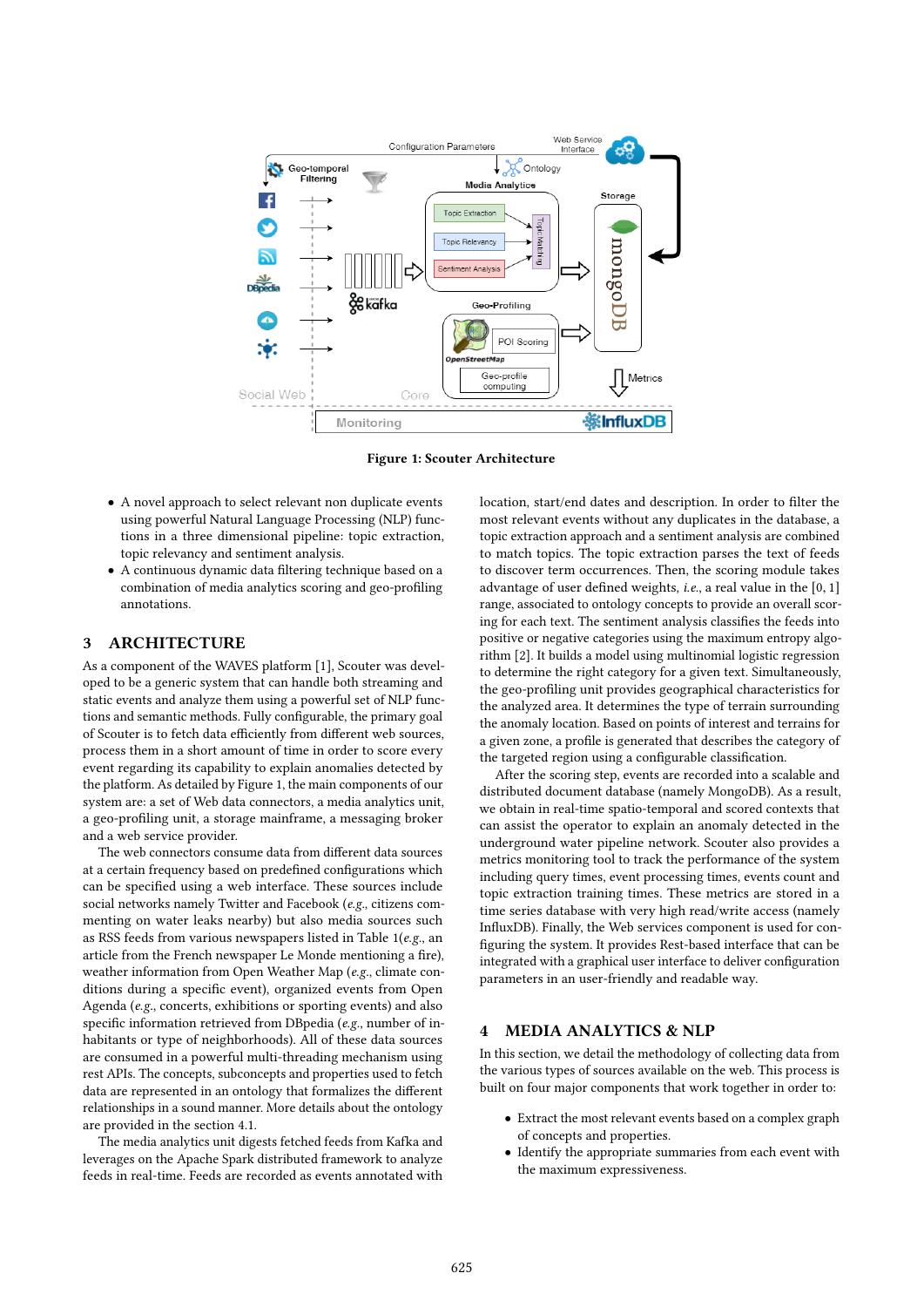**Figure 1: Scouter Architecture**

- A novel approach to select relevant non duplicate events using powerful Natural Language Processing (NLP) functions in a three dimensional pipeline: topic extraction, topic relevancy and sentiment analysis.
- A continuous dynamic data filtering technique based on a combination of media analytics scoring and geo-profiling annotations.

## 3 ARCHITECTURE

As a component of the WAVES platform [1], Scouter was developed to be a generic system that can handle both streaming and static events and analyze them using a powerful set of NLP functions and semantic methods. Fully configurable, the primary goal of Scouter is to fetch data efficiently from different web sources, process them in a short amount of time in order to score every event regarding its capability to explain anomalies detected by the platform. As detailed by Figure 1, the main components of our system are: a set of Web data connectors, a media analytics unit, a geo-profiling unit, a storage mainframe, a messaging broker and a web service provider.

The web connectors consume data from different data sources at a certain frequency based on predefined configurations which can be specified using a web interface. These sources include social networks namely Twitter and Facebook (*e.g.*, citizens commenting on water leaks nearby) but also media sources such as RSS feeds from various newspapers listed in Table 1(*e.g.*, an article from the French newspaper Le Monde mentioning a fire), weather information from Open Weather Map (*e.g.*, climate conditions during a specific event), organized events from Open Agenda (*e.g.*, concerts, exhibitions or sporting events) and also specific information retrieved from DBpedia (*e.g.*, number of inhabitants or type of neighborhoods). All of these data sources are consumed in a powerful multi-threading mechanism using rest APIs. The concepts, subconcepts and properties used to fetch data are represented in an ontology that formalizes the different relationships in a sound manner. More details about the ontology are provided in the section 4.1.

The media analytics unit digests fetched feeds from Kafka and leverages on the Apache Spark distributed framework to analyze feeds in real-time. Feeds are recorded as events annotated with location, start/end dates and description. In order to filter the most relevant events without any duplicates in the database, a topic extraction approach and a sentiment analysis are combined to match topics. The topic extraction parses the text of feeds to discover term occurrences. Then, the scoring module takes advantage of user defined weights, *i.e.*, a real value in the $[0, 1]$ range, associated to ontology concepts to provide an overall scoring for each text. The sentiment analysis classifies the feeds into positive or negative categories using the maximum entropy algorithm [2]. It builds a model using multinomial logistic regression to determine the right category for a given text. Simultaneously, the geo-profiling unit provides geographical characteristics for the analyzed area. It determines the type of terrain surrounding the anomaly location. Based on points of interest and terrains for a given zone, a profile is generated that describes the category of the targeted region using a configurable classification.

After the scoring step, events are recorded into a scalable and distributed document database (namely MongoDB). As a result, we obtain in real-time spatio-temporal and scored contexts that can assist the operator to explain an anomaly detected in the underground water pipeline network. Scouter also provides a metrics monitoring tool to track the performance of the system including query times, event processing times, events count and topic extraction training times. These metrics are stored in a time series database with very high read/write access (namely InfluxDB). Finally, the Web services component is used for configuring the system. It provides Rest-based interface that can be integrated with a graphical user interface to deliver configuration parameters in an user-friendly and readable way.

## 4 MEDIA ANALYTICS & NLP

In this section, we detail the methodology of collecting data from the various types of sources available on the web. This process is built on four major components that work together in order to:

- Extract the most relevant events based on a complex graph of concepts and properties.
- Identify the appropriate summaries from each event with the maximum expressiveness.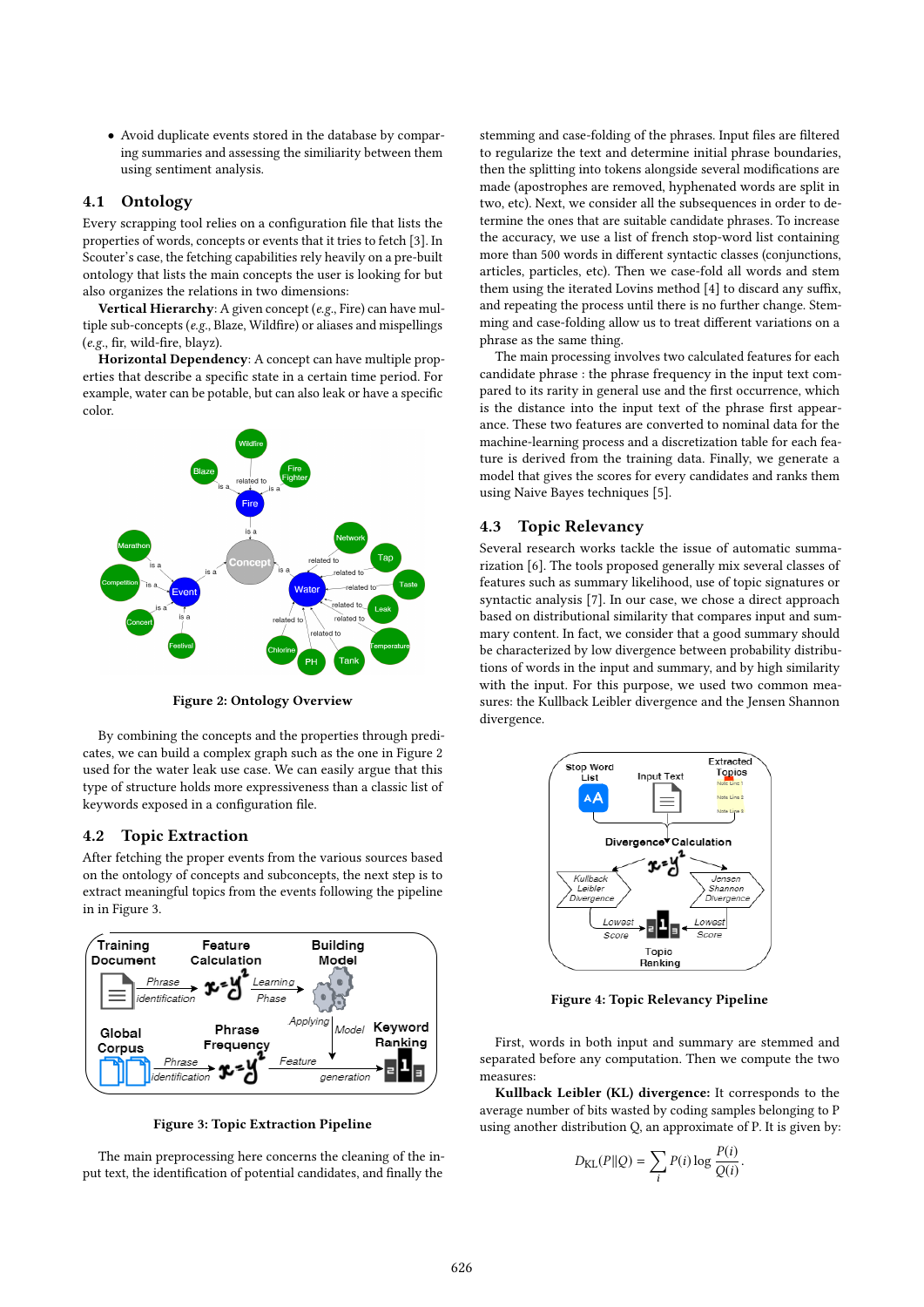- Avoid duplicate events stored in the database by comparing summaries and assessing the similiarity between them using sentiment analysis.

## 4.1 Ontology

Every scrapping tool relies on a configuration file that lists the properties of words, concepts or events that it tries to fetch [3]. In Scouter's case, the fetching capabilities rely heavily on a pre-built ontology that lists the main concepts the user is looking for but also organizes the relations in two dimensions:

**Vertical Hierarchy**: A given concept (*e.g.*, Fire) can have multiple sub-concepts (*e.g.*, Blaze, Wildfire) or aliases and mispellings (*e.g.*, fir, wild-fire, blayz).

**Horizontal Dependency**: A concept can have multiple properties that describe a specific state in a certain time period. For example, water can be potable, but can also leak or have a specific color.

Figure 2: Ontology Overview

By combining the concepts and the properties through predicates, we can build a complex graph such as the one in Figure 2 used for the water leak use case. We can easily argue that this type of structure holds more expressiveness than a classic list of keywords exposed in a configuration file.

## 4.2 Topic Extraction

After fetching the proper events from the various sources based on the ontology of concepts and subconcepts, the next step is to extract meaningful topics from the events following the pipeline in in Figure 3.

Figure 3: Topic Extraction Pipeline

The main preprocessing here concerns the cleaning of the input text, the identification of potential candidates, and finally the stemming and case-folding of the phrases. Input files are filtered to regularize the text and determine initial phrase boundaries, then the splitting into tokens alongside several modifications are made (apostrophes are removed, hyphenated words are split in two, etc). Next, we consider all the subsequences in order to determine the ones that are suitable candidate phrases. To increase the accuracy, we use a list of french stop-word list containing more than 500 words in different syntactic classes (conjunctions, articles, particles, etc). Then we case-fold all words and stem them using the iterated Lovins method [4] to discard any suffix, and repeating the process until there is no further change. Stemming and case-folding allow us to treat different variations on a phrase as the same thing.

The main processing involves two calculated features for each candidate phrase : the phrase frequency in the input text compared to its rarity in general use and the first occurrence, which is the distance into the input text of the phrase first appearance. These two features are converted to nominal data for the machine-learning process and a discretization table for each feature is derived from the training data. Finally, we generate a model that gives the scores for every candidates and ranks them using Naive Bayes techniques [5].

## 4.3 Topic Relevancy

Several research works tackle the issue of automatic summarization [6]. The tools proposed generally mix several classes of features such as summary likelihood, use of topic signatures or syntactic analysis [7]. In our case, we chose a direct approach based on distributional similarity that compares input and summary content. In fact, we consider that a good summary should be characterized by low divergence between probability distributions of words in the input and summary, and by high similarity with the input. For this purpose, we used two common measures: the Kullback Leibler divergence and the Jensen Shannon divergence.

Figure 4: Topic Relevancy Pipeline

First, words in both input and summary are stemmed and separated before any computation. Then we compute the two measures:

**Kullback Leibler (KL) divergence:** It corresponds to the average number of bits wasted by coding samples belonging to P using another distribution Q, an approximate of P. It is given by:

$$D_{\text{KL}}(P \| Q) = \sum_i P(i) \log \frac{P(i)}{Q(i)}.$$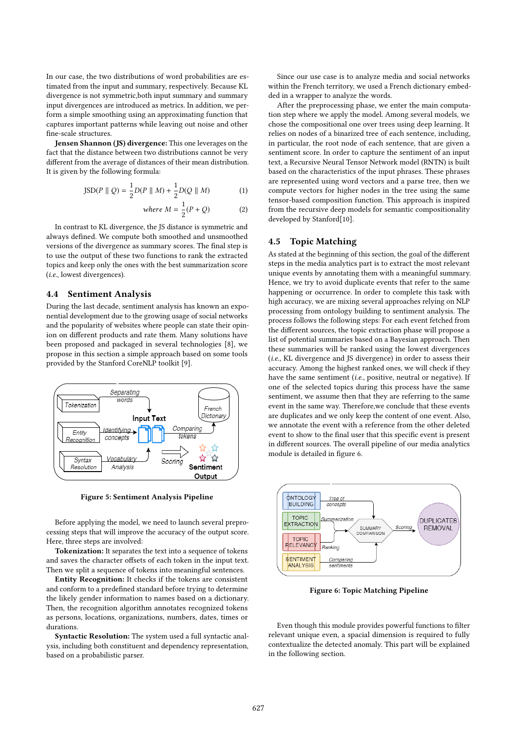In our case, the two distributions of word probabilities are estimated from the input and summary, respectively. Because KL divergence is not symmetric,both input summary and summary input divergences are introduced as metrics. In addition, we perform a simple smoothing using an approximating function that captures important patterns while leaving out noise and other fine-scale structures.

**Jensen Shannon (JS) divergence:** This one leverages on the fact that the distance between two distributions cannot be very different from the average of distances of their mean distribution. It is given by the following formula:

$$\text{JSD}(P \parallel Q) = \frac{1}{2}D(P \parallel M) + \frac{1}{2}D(Q \parallel M) \quad (1)$$

$$\text{where } M = \frac{1}{2}(P + Q) \quad (2)$$

In contrast to KL divergence, the JS distance is symmetric and always defined. We compute both smoothed and unsmoothed versions of the divergence as summary scores. The final step is to use the output of these two functions to rank the extracted topics and keep only the ones with the best summarization score (*i.e.*, lowest divergences).

## 4.4 Sentiment Analysis

During the last decade, sentiment analysis has known an exponential development due to the growing usage of social networks and the popularity of websites where people can state their opinion on different products and rate them. Many solutions have been proposed and packaged in several technologies [8], we propose in this section a simple approach based on some tools provided by the Stanford CoreNLP toolkit [9].

**Figure 5: Sentiment Analysis Pipeline**

Before applying the model, we need to launch several preprocessing steps that will improve the accuracy of the output score. Here, three steps are involved:

**Tokenization:** It separates the text into a sequence of tokens and saves the character offsets of each token in the input text. Then we split a sequence of tokens into meaningful sentences.

**Entity Recognition:** It checks if the tokens are consistent and conform to a predefined standard before trying to determine the likely gender information to names based on a dictionary. Then, the recognition algorithm annotates recognized tokens as persons, locations, organizations, numbers, dates, times or durations.

**Syntactic Resolution:** The system used a full syntactic analysis, including both constituent and dependency representation, based on a probabilistic parser.

Since our use case is to analyze media and social networks within the French territory, we used a French dictionary embedded in a wrapper to analyze the words.

After the preprocessing phase, we enter the main computation step where we apply the model. Among several models, we chose the compositional one over trees using deep learning. It relies on nodes of a binarized tree of each sentence, including, in particular, the root node of each sentence, that are given a sentiment score. In order to capture the sentiment of an input text, a Recursive Neural Tensor Network model (RNTN) is built based on the characteristics of the input phrases. These phrases are represented using word vectors and a parse tree, then we compute vectors for higher nodes in the tree using the same tensor-based composition function. This approach is inspired from the recursive deep models for semantic compositionality developed by Stanford[10].

## 4.5 Topic Matching

As stated at the beginning of this section, the goal of the different steps in the media analytics part is to extract the most relevant unique events by annotating them with a meaningful summary. Hence, we try to avoid duplicate events that refer to the same happening or occurrence. In order to complete this task with high accuracy, we are mixing several approaches relying on NLP processing from ontology building to sentiment analysis. The process follows the following steps: For each event fetched from the different sources, the topic extraction phase will propose a list of potential summaries based on a Bayesian approach. Then these summaries will be ranked using the lowest divergences (*i.e.*, KL divergence and JS divergence) in order to assess their accuracy. Among the highest ranked ones, we will check if they have the same sentiment (*i.e.*, positive, neutral or negative). If one of the selected topics during this process have the same sentiment, we assume then that they are referring to the same event in the same way. Therefore,we conclude that these events are duplicates and we only keep the content of one event. Also, we annotate the event with a reference from the other deleted event to show to the final user that this specific event is present in different sources. The overall pipeline of our media analytics module is detailed in figure 6.

**Figure 6: Topic Matching Pipeline**

Even though this module provides powerful functions to filter relevant unique even, a spacial dimension is required to fully contextualize the detected anomaly. This part will be explained in the following section.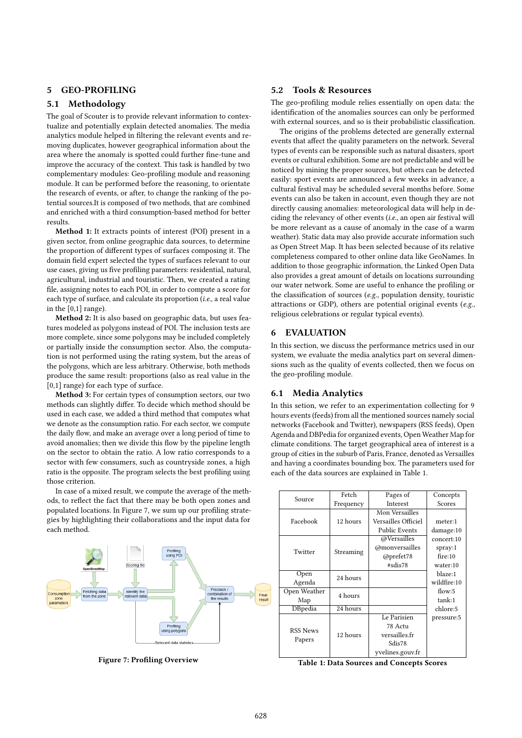## 5 GEO-PROFILING

### 5.1 Methodology

The goal of Scouter is to provide relevant information to contextualize and potentially explain detected anomalies. The media analytics module helped in filtering the relevant events and removing duplicates, however geographical information about the area where the anomaly is spotted could further fine-tune and improve the accuracy of the context. This task is handled by two complementary modules: Geo-profiling module and reasoning module. It can be performed before the reasoning, to orientate the research of events, or after, to change the ranking of the potential sources.It is composed of two methods, that are combined and enriched with a third consumption-based method for better results.

**Method 1:** It extracts points of interest (POI) present in a given sector, from online geographic data sources, to determine the proportion of different types of surfaces composing it. The domain field expert selected the types of surfaces relevant to our use cases, giving us five profiling parameters: residential, natural, agricultural, industrial and touristic. Then, we created a rating file, assigning notes to each POI, in order to compute a score for each type of surface, and calculate its proportion (*i.e.*, a real value in the [0,1] range).

**Method 2:** It is also based on geographic data, but uses features modeled as polygons instead of POI. The inclusion tests are more complete, since some polygons may be included completely or partially inside the consumption sector. Also, the computation is not performed using the rating system, but the areas of the polygons, which are less arbitrary. Otherwise, both methods produce the same result: proportions (also as real value in the [0,1] range) for each type of surface.

**Method 3:** For certain types of consumption sectors, our two methods can slightly differ. To decide which method should be used in each case, we added a third method that computes what we denote as the consumption ratio. For each sector, we compute the daily flow, and make an average over a long period of time to avoid anomalies; then we divide this flow by the pipeline length on the sector to obtain the ratio. A low ratio corresponds to a sector with few consumers, such as countryside zones, a high ratio is the opposite. The program selects the best profiling using those criterion.

In case of a mixed result, we compute the average of the methods, to reflect the fact that there may be both open zones and populated locations. In Figure 7, we sum up our profiling strategies by highlighting their collaborations and the input data for each method.

**Figure 7: Profiling Overview**

### 5.2 Tools & Resources

The geo-profiling module relies essentially on open data: the identification of the anomalies sources can only be performed with external sources, and so is their probabilistic classification.

The origins of the problems detected are generally external events that affect the quality parameters on the network. Several types of events can be responsible such as natural disasters, sport events or cultural exhibition. Some are not predictable and will be noticed by mining the proper sources, but others can be detected easily: sport events are announced a few weeks in advance, a cultural festival may be scheduled several months before. Some events can also be taken in account, even though they are not directly causing anomalies: meteorological data will help in deciding the relevancy of other events (*i.e.*, an open air festival will be more relevant as a cause of anomaly in the case of a warm weather). Static data may also provide accurate information such as Open Street Map. It has been selected because of its relative completeness compared to other online data like GeoNames. In addition to those geographic information, the Linked Open Data also provides a great amount of details on locations surrounding our water network. Some are useful to enhance the profiling or the classification of sources (*e.g.*, population density, touristic attractions or GDP), others are potential original events (*e.g.*, religious celebrations or regular typical events).

## 6 EVALUATION

In this section, we discuss the performance metrics used in our system, we evaluate the media analytics part on several dimensions such as the quality of events collected, then we focus on the geo-profiling module.

### 6.1 Media Analytics

In this setion, we refer to an experimentation collecting for 9 hours events (feeds) from all the mentioned sources namely social networks (Facebook and Twitter), newspapers (RSS feeds), Open Agenda and DBPedia for organized events, Open Weather Map for climate conditions. The target geographical area of interest is a group of cities in the suburb of Paris, France, denoted as Versailles and having a coordinates bounding box. The parameters used for each of the data sources are explained in Table 1.

| Source | Fetch Frequency | Pages of Interest | Concepts Scores |
|---|---|---|---|
| Facebook | 12 hours | Mon Versailles<br>Versailles Officiel<br>Public Events | meter:1<br>damage:10<br>concert:10<br>spray:1<br>fire:10<br>water:10<br>blaze:1<br>wildfire:10<br>flow:5<br>tank:1<br>chlore:5<br>pressure:5 |
| Twitter | Streaming | @Versailles<br>@monversailles<br>@prefet78<br>#sdis78 | |
| Open Agenda | 24 hours | | |
| Open Weather Map | 4 hours | | |
| DBpedia | 24 hours | | |
| RSS News Papers | 12 hours | Le Parisien<br>78 Actu<br>versailles.fr<br>Sdis78<br>yvelines.gouv.fr | |

**Table 1: Data Sources and Concepts Scores**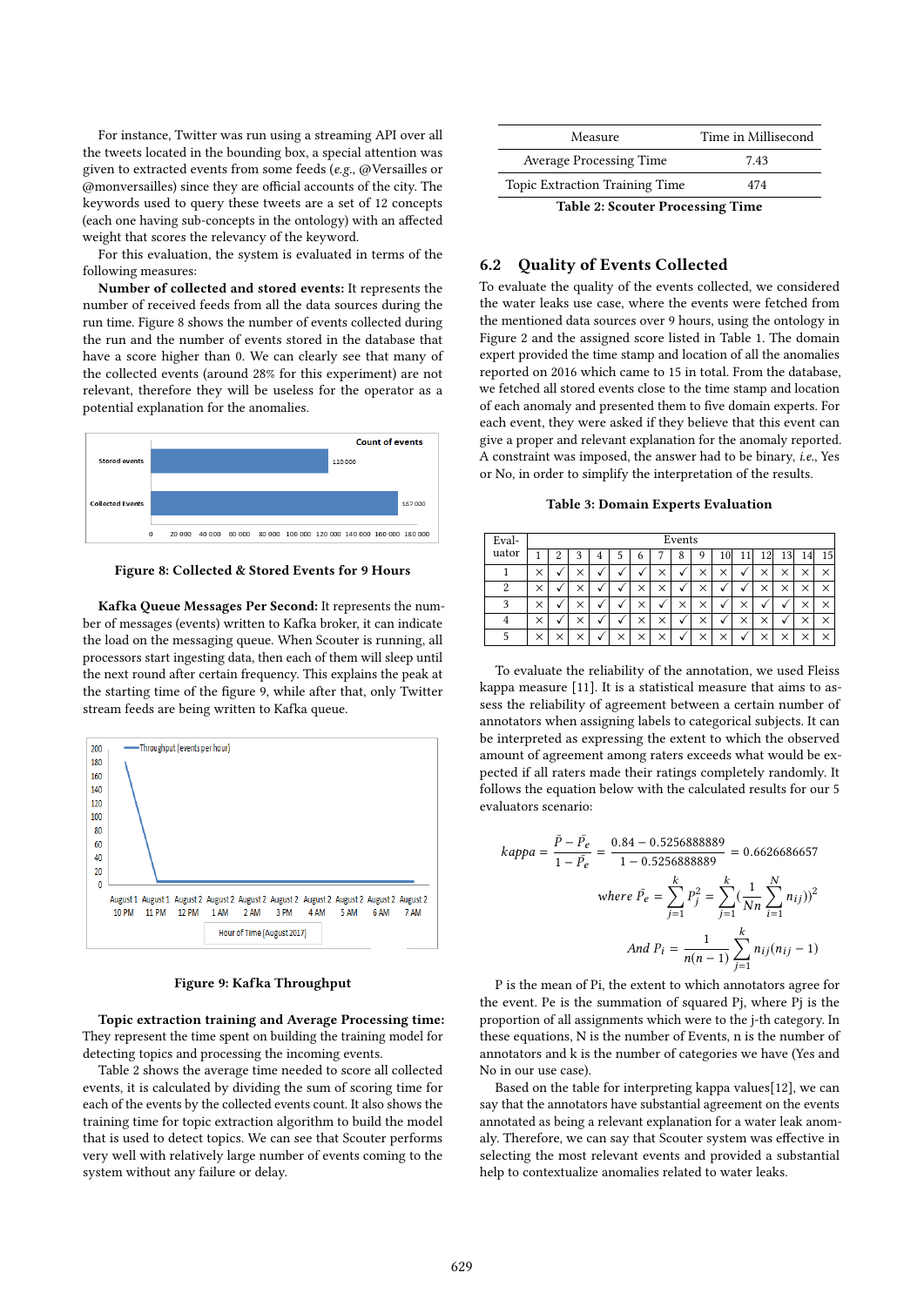For instance, Twitter was run using a streaming API over all the tweets located in the bounding box, a special attention was given to extracted events from some feeds (*e.g.*, @Versailles or @monversailles) since they are official accounts of the city. The keywords used to query these tweets are a set of 12 concepts (each one having sub-concepts in the ontology) with an affected weight that scores the relevancy of the keyword.

For this evaluation, the system is evaluated in terms of the following measures:

**Number of collected and stored events:** It represents the number of received feeds from all the data sources during the run time. Figure 8 shows the number of events collected during the run and the number of events stored in the database that have a score higher than 0. We can clearly see that many of the collected events (around 28% for this experiment) are not relevant, therefore they will be useless for the operator as a potential explanation for the anomalies.

Figure 8: Collected & Stored Events for 9 Hours

**Kafka Queue Messages Per Second:** It represents the number of messages (events) written to Kafka broker, it can indicate the load on the messaging queue. When Scouter is running, all processors start ingesting data, then each of them will sleep until the next round after certain frequency. This explains the peak at the starting time of the figure 9, while after that, only Twitter stream feeds are being written to Kafka queue.

Figure 9: Kafka Throughput

**Topic extraction training and Average Processing time:** They represent the time spent on building the training model for detecting topics and processing the incoming events.

Table 2 shows the average time needed to score all collected events, it is calculated by dividing the sum of scoring time for each of the events by the collected events count. It also shows the training time for topic extraction algorithm to build the model that is used to detect topics. We can see that Scouter performs very well with relatively large number of events coming to the system without any failure or delay.

| Measure | Time in Millisecond |
|---|---|
| Average Processing Time | 7.43 |
| Topic Extraction Training Time | 474 |

**Table 2: Scouter Processing Time**

## 6.2 Quality of Events Collected

To evaluate the quality of the events collected, we considered the water leaks use case, where the events were fetched from the mentioned data sources over 9 hours, using the ontology in Figure 2 and the assigned score listed in Table 1. The domain expert provided the time stamp and location of all the anomalies reported on 2016 which came to 15 in total. From the dataset, we fetched all stored events close to the time stamp and location of each anomaly and presented them to five domain experts. For each event, they were asked if they believe that this event can give a proper and relevant explanation for the anomaly reported. A constraint was imposed, the answer had to be binary, *i.e.*, Yes or No, in order to simplify the interpretation of the results.

**Table 3: Domain Experts Evaluation**

| Evaluator | Events | | | | | | | | | | | | | | |
|---|---|---|---|---|---|---|---|---|---|---|---|---|---|---|---|
| | 1 | 2 | 3 | 4 | 5 | 6 | 7 | 8 | 9 | 10 | 11 | 12 | 13 | 14 | 15 |
| 1 | × | ✓ | × | ✓ | ✓ | ✓ | × | ✓ | × | × | ✓ | × | × | × | × |
| 2 | × | ✓ | × | ✓ | ✓ | × | × | ✓ | × | ✓ | ✓ | × | × | × | × |
| 3 | × | ✓ | × | ✓ | ✓ | × | ✓ | × | × | ✓ | × | ✓ | ✓ | × | × |
| 4 | × | ✓ | × | ✓ | ✓ | × | × | ✓ | × | ✓ | × | × | ✓ | × | × |
| 5 | × | × | × | ✓ | × | × | × | ✓ | × | × | ✓ | × | × | × | × |

To evaluate the reliability of the annotation, we used Fleiss kappa measure [11]. It is a statistical measure that aims to assess the reliability of agreement between a certain number of annotators when assigning labels to categorical subjects. It can be interpreted as expressing the extent to which the observed amount of agreement among raters exceeds what would be expected if all raters made their ratings completely randomly. It follows the equation below with the calculated results for our 5 evaluators scenario:

$$kappa = \frac{\bar{P} - \bar{P_e}}{1 - \bar{P_e}} = \frac{0.84 - 0.5256888889}{1 - 0.5256888889} = 0.6626686657$$

$$where\ \bar{P_e} = \sum_{j=1}^{k} P_j^2 = \sum_{j=1}^{k} \left(\frac{1}{Nn} \sum_{i=1}^{N} n_{ij}\right)^2$$

$$And\ P_i = \frac{1}{n(n-1)} \sum_{j=1}^{k} n_{ij}(n_{ij} - 1)$$

P is the mean of Pi, the extent to which annotators agree for the event. Pe is the summation of squared Pj, where Pj is the proportion of all assignments which were to the j-th category. In these equations, N is the number of Events, n is the number of annotators and k is the number of categories we have (Yes and No in our use case).

Based on the table for interpreting kappa values[12], we can say that the annotators have substantial agreement on the events annotated as being a relevant explanation for a water leak anomaly. Therefore, we can say that Scouter system was effective in selecting the most relevant events and provided a substantial help to contextualize anomalies related to water leaks.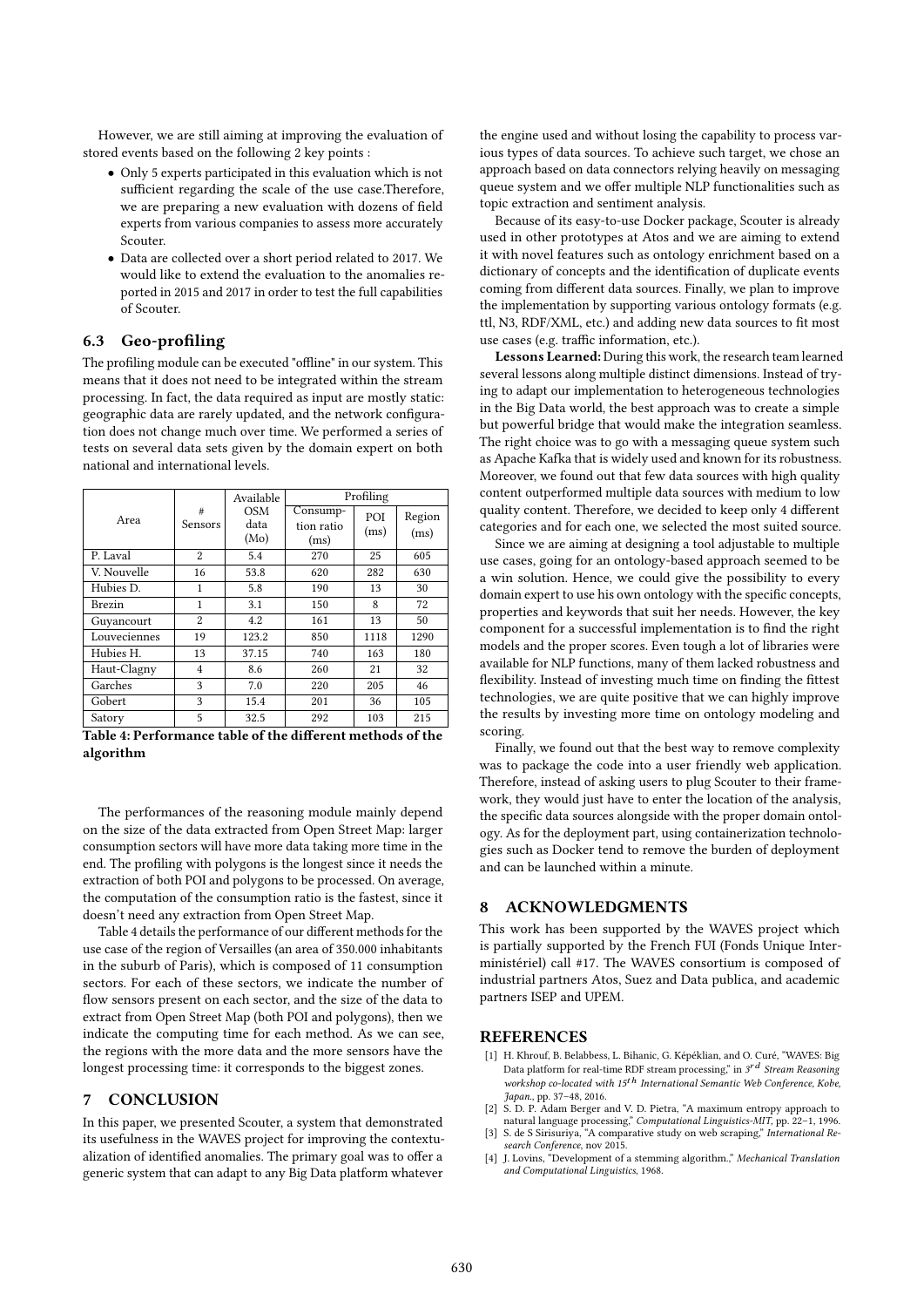However, we are still aiming at improving the evaluation of stored events based on the following 2 key points :

- Only 5 experts participated in this evaluation which is not sufficient regarding the scale of the use case.Therefore, we are preparing a new evaluation with dozens of field experts from various companies to assess more accurately Scouter.
- Data are collected over a short period related to 2017. We would like to extend the evaluation to the anomalies reported in 2015 and 2017 in order to test the full capabilities of Scouter.

### 6.3 Geo-profiling

The profiling module can be executed "offline" in our system. This means that it does not need to be integrated within the stream processing. In fact, the data required as input are mostly static: geographic data are rarely updated, and the network configuration does not change much over time. We performed a series of tests on several data sets given by the domain expert on both national and international levels.

| Area | # Sensors | Available OSM data (Mo) | Profiling | | |
|---|---|---|---|---|---|
| | | | Consump-tion ratio (ms) | POI (ms) | Region (ms) |
| P. Laval | 2 | 5.4 | 270 | 25 | 605 |
| V. Nouvelle | 16 | 53.8 | 620 | 282 | 630 |
| Hubies D. | 1 | 5.8 | 190 | 13 | 30 |
| Brezin | 1 | 3.1 | 150 | 8 | 72 |
| Guyancourt | 2 | 4.2 | 161 | 13 | 50 |
| Louveciennes | 19 | 123.2 | 850 | 1118 | 1290 |
| Hubies H. | 13 | 37.15 | 740 | 163 | 180 |
| Haut-Clagny | 4 | 8.6 | 260 | 21 | 32 |
| Garches | 3 | 7.0 | 220 | 205 | 46 |
| Gobert | 3 | 15.4 | 201 | 36 | 105 |
| Satory | 5 | 32.5 | 292 | 103 | 215 |

**Table 4: Performance table of the different methods of the algorithm**

The performances of the reasoning module mainly depend on the size of the data extracted from Open Street Map: larger consumption sectors will have more data taking more time in the end. The profiling with polygons is the longest since it needs the extraction of both POI and polygons to be processed. On average, the computation of the consumption ratio is the fastest, since it doesn't need any extraction from Open Street Map.

Table 4 details the performance of our different methods for the use case of the region of Versailles (an area of 350.000 inhabitants in the suburb of Paris), which is composed of 11 consumption sectors. For each of these sectors, we indicate the number of flow sensors present on each sector, and the size of the data to extract from Open Street Map (both POI and polygons), then we indicate the computing time for each method. As we can see, the regions with the more data and the more sensors have the longest processing time: it corresponds to the biggest zones.

## 7 CONCLUSION

In this paper, we presented Scouter, a system that demonstrated its usefulness in the WAVES project for improving the contextualization of identified anomalies. The primary goal was to offer a generic system that can adapt to any Big Data platform whatever the engine used and without losing the capability to process various types of data sources. To achieve such target, we chose an approach based on data connectors relying heavily on messaging queue system and we offer multiple NLP functionalities such as topic extraction and sentiment analysis.

Because of its easy-to-use Docker package, Scouter is already used in other prototypes at Atos and we are aiming to extend it with novel features such as ontology enrichment based on a dictionary of concepts and the identification of duplicate events coming from different data sources. Finally, we plan to improve the implementation by supporting various ontology formats (e.g. ttl, N3, RDF/XML, etc.) and adding new data sources to fit most use cases (e.g. traffic information, etc.).

**Lessons Learned:** During this work, the research team learned several lessons along multiple distinct dimensions. Instead of trying to adapt our implementation to heterogeneous technologies in the Big Data world, the best approach was to create a simple but powerful bridge that would make the integration seamless. The right choice was to go with a messaging queue system such as Apache Kafka that is widely used and known for its robustness. Moreover, we found out that few data sources with high quality content outperformed multiple data sources with medium to low quality content. Therefore, we decided to keep only 4 different categories and for each one, we selected the most suited source.

Since we are aiming at designing a tool adjustable to multiple use cases, going for an ontology-based approach seemed to be a win solution. Hence, we could give the possibility to every domain expert to use his own ontology with the specific concepts, properties and keywords that suit her needs. However, the key component for a successful implementation is to find the right models and the proper scores. Even tough a lot of libraries were available for NLP functions, many of them lacked robustness and flexibility. Instead of investing much time on finding the fittest technologies, we are quite positive that we can highly improve the results by investing more time on ontology modeling and scoring.

Finally, we found out that the best way to remove complexity was to package the code into a user friendly web application. Therefore, instead of asking users to plug Scouter to their framework, they would just have to enter the location of the analysis, the specific data sources alongside with the proper domain ontology. As for the deployment part, using containerization technologies such as Docker tend to remove the burden of deployment and can be launched within a minute.

## 8 ACKNOWLEDGMENTS

This work has been supported by the WAVES project which is partially supported by the French FUI (Fonds Unique Interministériel) call #17. The WAVES consortium is composed of industrial partners Atos, Suez and Data publica, and academic partners ISEP and UPEM.

## REFERENCES

[1] H. Khrouf, B. Belabbess, L. Bihanic, G. Képéklian, and O. Curé, "WAVES: Big Data platform for real-time RDF stream processing," in *3rd Stream Reasoning workshop co-located with 15th International Semantic Web Conference, Kobe, Japan.*, pp. 37–48, 2016.

[2] S. D. P. Adam Berger and V. D. Pietra, "A maximum entropy approach to natural language processing," *Computational Linguistics-MIT*, pp. 22–1, 1996.

[3] S. de S Sirisuriya, "A comparative study on web scraping," *International Research Conference*, nov 2015.

[4] J. Lovins, "Development of a stemming algorithm.," *Mechanical Translation and Computational Linguistics*, 1968.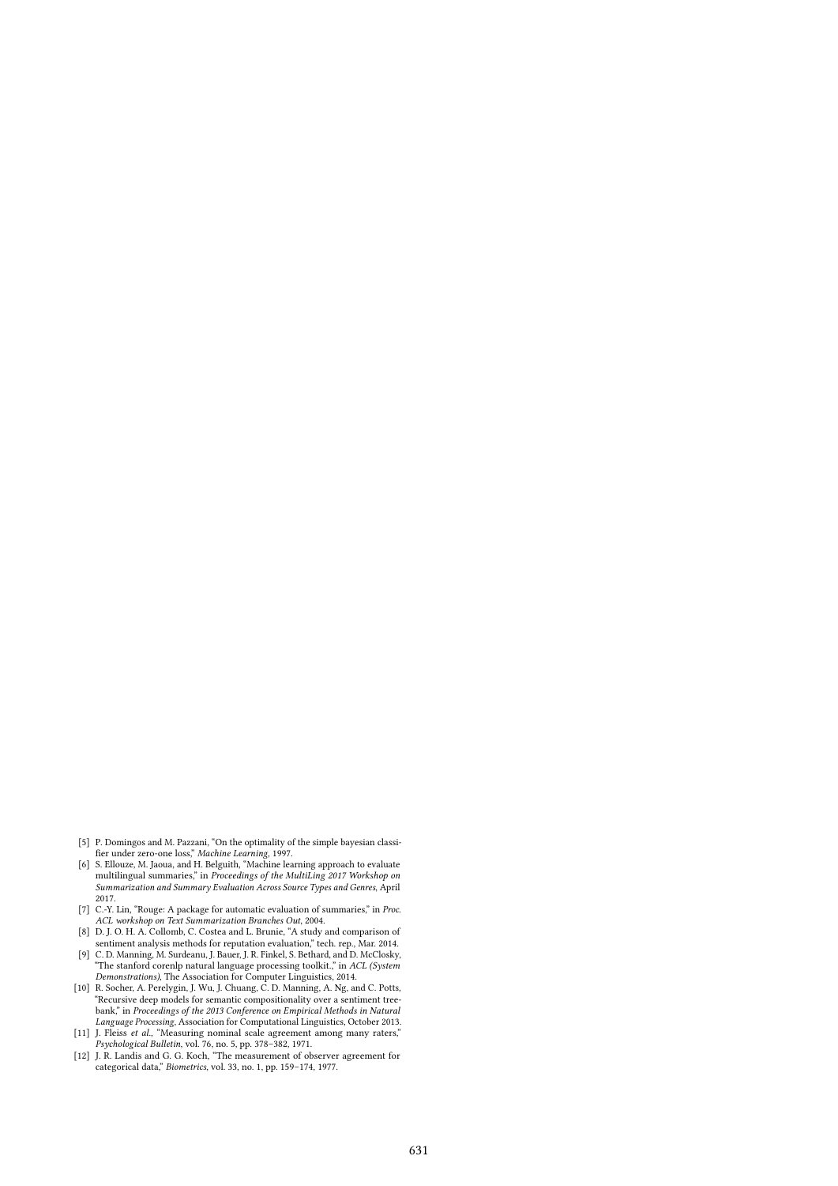- [5] P. Domingos and M. Pazzani, "On the optimality of the simple bayesian classifier under zero-one loss," *Machine Learning*, 1997.
- [6] S. Ellouze, M. Jaoua, and H. Belguith, "Machine learning approach to evaluate multilingual summaries," in *Proceedings of the MultiLing 2017 Workshop on Summarization and Summary Evaluation Across Source Types and Genres*, April 2017.
- [7] C.-Y. Lin, "Rouge: A package for automatic evaluation of summaries," in *Proc. ACL workshop on Text Summarization Branches Out*, 2004.
- [8] D. J. O. H. A. Collomb, C. Costea and L. Brunie, "A study and comparison of sentiment analysis methods for reputation evaluation," tech. rep., Mar. 2014.
- [9] C. D. Manning, M. Surdeanu, J. Bauer, J. R. Finkel, S. Bethard, and D. McClosky, "The stanford corenlp natural language processing toolkit.," in *ACL (System Demonstrations)*, The Association for Computer Linguistics, 2014.
- [10] R. Socher, A. Perelygin, J. Wu, J. Chuang, C. D. Manning, A. Ng, and C. Potts, "Recursive deep models for semantic compositionality over a sentiment treebank," in *Proceedings of the 2013 Conference on Empirical Methods in Natural Language Processing*, Association for Computational Linguistics, October 2013.
- [11] J. Fleiss *et al.*, "Measuring nominal scale agreement among many raters," *Psychological Bulletin*, vol. 76, no. 5, pp. 378–382, 1971.
- [12] J. R. Landis and G. G. Koch, "The measurement of observer agreement for categorical data," *Biometrics*, vol. 33, no. 1, pp. 159–174, 1977.